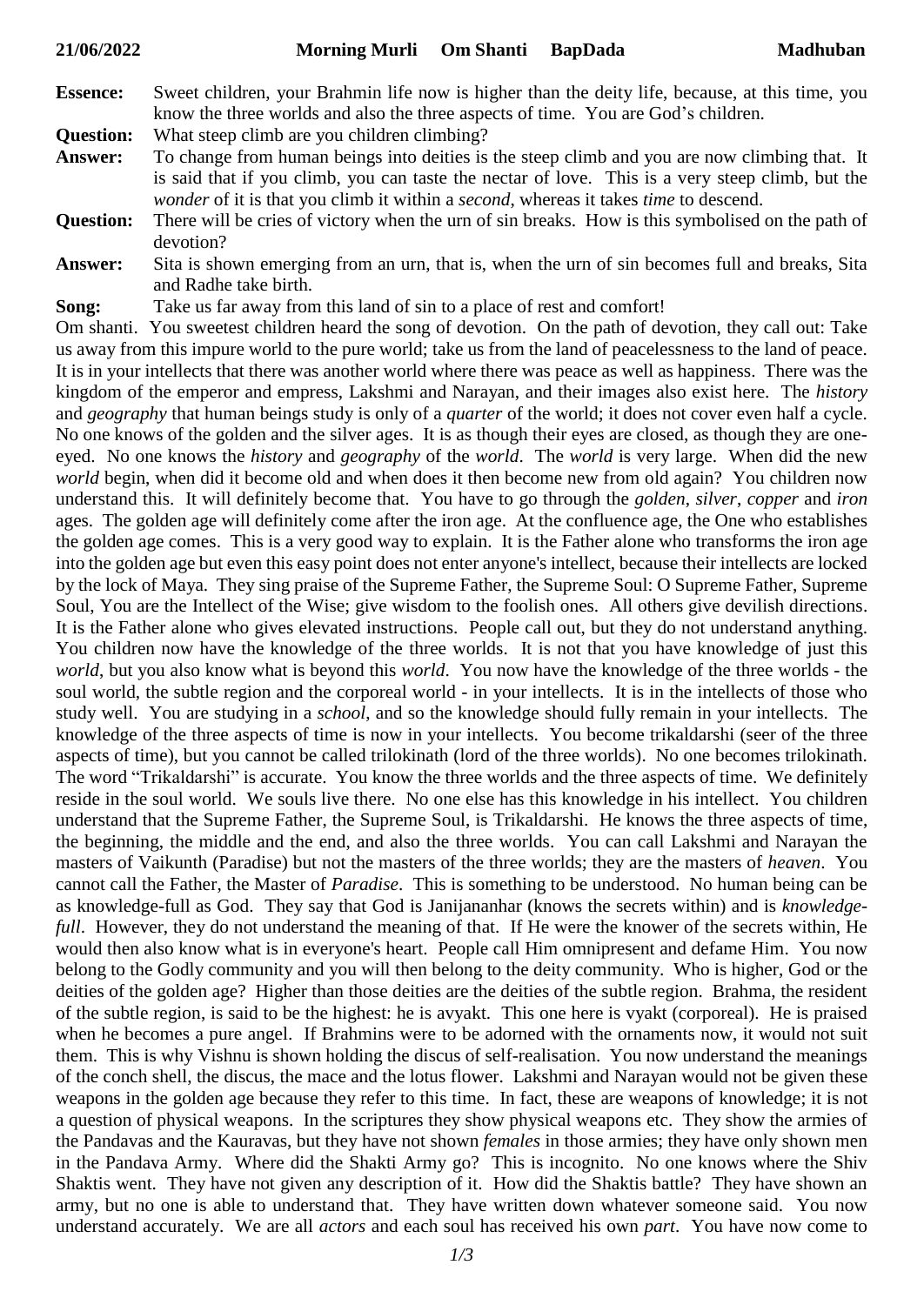**21/06/2022 Morning Murli Om Shanti BapDada Madhuban**

**Essence:** Sweet children, your Brahmin life now is higher than the deity life, because, at this time, you know the three worlds and also the three aspects of time. You are God's children.

**Question:** What steep climb are you children climbing?

**Answer:** To change from human beings into deities is the steep climb and you are now climbing that. It is said that if you climb, you can taste the nectar of love. This is a very steep climb, but the *wonder* of it is that you climb it within a *second*, whereas it takes *time* to descend.

**Question:** There will be cries of victory when the urn of sin breaks. How is this symbolised on the path of devotion?

**Answer:** Sita is shown emerging from an urn, that is, when the urn of sin becomes full and breaks, Sita and Radhe take birth.

**Song:** Take us far away from this land of sin to a place of rest and comfort!

Om shanti. You sweetest children heard the song of devotion. On the path of devotion, they call out: Take us away from this impure world to the pure world; take us from the land of peacelessness to the land of peace. It is in your intellects that there was another world where there was peace as well as happiness. There was the kingdom of the emperor and empress, Lakshmi and Narayan, and their images also exist here. The *history* and *geography* that human beings study is only of a *quarter* of the world; it does not cover even half a cycle. No one knows of the golden and the silver ages. It is as though their eyes are closed, as though they are one-eyed. No one knows the *history* and *geography* of the *world*. The *world* is very large. When did the new *world* begin, when did it become old and when does it then become new from old again? You children now understand this. It will definitely become that. You have to go through the *golden*, *silver*, *copper* and *iron* ages. The golden age will definitely come after the iron age. At the confluence age, the One who establishes the golden age comes. This is a very good way to explain. It is the Father alone who transforms the iron age into the golden age but even this easy point does not enter anyone's intellect, because their intellects are locked by the lock of Maya. They sing praise of the Supreme Father, the Supreme Soul: O Supreme Father, Supreme Soul, You are the Intellect of the Wise; give wisdom to the foolish ones. All others give devilish directions. It is the Father alone who gives elevated instructions. People call out, but they do not understand anything. You children now have the knowledge of the three worlds. It is not that you have knowledge of just this *world*, but you also know what is beyond this *world*. You now have the knowledge of the three worlds - the soul world, the subtle region and the corporeal world - in your intellects. It is in the intellects of those who study well. You are studying in a *school*, and so the knowledge should fully remain in your intellects. The knowledge of the three aspects of time is now in your intellects. You become trikaldarshi (seer of the three aspects of time), but you cannot be called trilokinath (lord of the three worlds). No one becomes trilokinath. The word "Trikaldarshi" is accurate. You know the three worlds and the three aspects of time. We definitely reside in the soul world. We souls live there. No one else has this knowledge in his intellect. You children understand that the Supreme Father, the Supreme Soul, is Trikaldarshi. He knows the three aspects of time, the beginning, the middle and the end, and also the three worlds. You can call Lakshmi and Narayan the masters of Vaikunth (Paradise) but not the masters of the three worlds; they are the masters of *heaven*. You cannot call the Father, the Master of *Paradise*. This is something to be understood. No human being can be as knowledge-full as God. They say that God is Janijananhar (knows the secrets within) and is *knowledge-full*. However, they do not understand the meaning of that. If He were the knower of the secrets within, He would then also know what is in everyone's heart. People call Him omnipresent and defame Him. You now belong to the Godly community and you will then belong to the deity community. Who is higher, God or the deities of the golden age? Higher than those deities are the deities of the subtle region. Brahma, the resident of the subtle region, is said to be the highest: he is avyakt. This one here is vyakt (corporeal). He is praised when he becomes a pure angel. If Brahmins were to be adorned with the ornaments now, it would not suit them. This is why Vishnu is shown holding the discus of self-realisation. You now understand the meanings of the conch shell, the discus, the mace and the lotus flower. Lakshmi and Narayan would not be given these weapons in the golden age because they refer to this time. In fact, these are weapons of knowledge; it is not a question of physical weapons. In the scriptures they show physical weapons etc. They show the armies of the Pandavas and the Kauravas, but they have not shown *females* in those armies; they have only shown men in the Pandava Army. Where did the Shakti Army go? This is incognito. No one knows where the Shiv Shaktis went. They have not given any description of it. How did the Shaktis battle? They have shown an army, but no one is able to understand that. They have written down whatever someone said. You now understand accurately. We are all *actors* and each soul has received his own *part*. You have now come to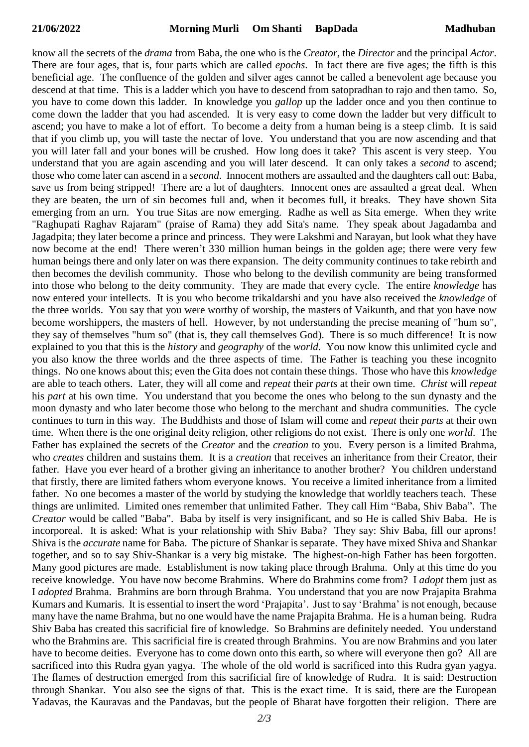know all the secrets of the *drama* from Baba, the one who is the *Creator*, the *Director* and the principal *Actor*. There are four ages, that is, four parts which are called *epochs*. In fact there are five ages; the fifth is this beneficial age. The confluence of the golden and silver ages cannot be called a benevolent age because you descend at that time. This is a ladder which you have to descend from satopradhan to rajo and then tamo. So, you have to come down this ladder. In knowledge you *gallop* up the ladder once and you then continue to come down the ladder that you had ascended. It is very easy to come down the ladder but very difficult to ascend; you have to make a lot of effort. To become a deity from a human being is a steep climb. It is said that if you climb up, you will taste the nectar of love. You understand that you are now ascending and that you will later fall and your bones will be crushed. How long does it take? This ascent is very steep. You understand that you are again ascending and you will later descend. It can only takes a *second* to ascend; those who come later can ascend in a *second*. Innocent mothers are assaulted and the daughters call out: Baba, save us from being stripped! There are a lot of daughters. Innocent ones are assaulted a great deal. When they are beaten, the urn of sin becomes full and, when it becomes full, it breaks. They have shown Sita emerging from an urn. You true Sitas are now emerging. Radhe as well as Sita emerge. When they write "Raghupati Raghav Rajaram" (praise of Rama) they add Sita's name. They speak about Jagadamba and Jagadpita; they later become a prince and princess. They were Lakshmi and Narayan, but look what they have now become at the end! There weren't 330 million human beings in the golden age; there were very few human beings there and only later on was there expansion. The deity community continues to take rebirth and then becomes the devilish community. Those who belong to the devilish community are being transformed into those who belong to the deity community. They are made that every cycle. The entire *knowledge* has now entered your intellects. It is you who become trikaldarshi and you have also received the *knowledge* of the three worlds. You say that you were worthy of worship, the masters of Vaikunth, and that you have now become worshippers, the masters of hell. However, by not understanding the precise meaning of "hum so", they say of themselves "hum so" (that is, they call themselves God). There is so much difference! It is now explained to you that this is the *history* and *geography* of the *world*. You now know this unlimited cycle and you also know the three worlds and the three aspects of time. The Father is teaching you these incognito things. No one knows about this; even the Gita does not contain these things. Those who have this *knowledge* are able to teach others. Later, they will all come and *repeat* their *parts* at their own time. *Christ* will *repeat* his *part* at his own time. You understand that you become the ones who belong to the sun dynasty and the moon dynasty and who later become those who belong to the merchant and shudra communities. The cycle continues to turn in this way. The Buddhists and those of Islam will come and *repeat* their *parts* at their own time. When there is the one original deity religion, other religions do not exist. There is only one *world*. The Father has explained the secrets of the *Creator* and the *creation* to you. Every person is a limited Brahma, who *creates* children and sustains them. It is a *creation* that receives an inheritance from their Creator, their father. Have you ever heard of a brother giving an inheritance to another brother? You children understand that firstly, there are limited fathers whom everyone knows. You receive a limited inheritance from a limited father. No one becomes a master of the world by studying the knowledge that worldly teachers teach. These things are unlimited. Limited ones remember that unlimited Father. They call Him "Baba, Shiv Baba". The *Creator* would be called "Baba". Baba by itself is very insignificant, and so He is called Shiv Baba. He is incorporeal. It is asked: What is your relationship with Shiv Baba? They say: Shiv Baba, fill our aprons! Shiva is the *accurate* name for Baba. The picture of Shankar is separate. They have mixed Shiva and Shankar together, and so to say Shiv-Shankar is a very big mistake. The highest-on-high Father has been forgotten. Many good pictures are made. Establishment is now taking place through Brahma. Only at this time do you receive knowledge. You have now become Brahmins. Where do Brahmins come from? I *adopt* them just as I *adopted* Brahma. Brahmins are born through Brahma. You understand that you are now Prajapita Brahma Kumars and Kumaris. It is essential to insert the word 'Prajapita'. Just to say 'Brahma' is not enough, because many have the name Brahma, but no one would have the name Prajapita Brahma. He is a human being. Rudra Shiv Baba has created this sacrificial fire of knowledge. So Brahmins are definitely needed. You understand who the Brahmins are. This sacrificial fire is created through Brahmins. You are now Brahmins and you later have to become deities. Everyone has to come down onto this earth, so where will everyone then go? All are sacrificed into this Rudra gyan yagya. The whole of the old world is sacrificed into this Rudra gyan yagya. The flames of destruction emerged from this sacrificial fire of knowledge of Rudra. It is said: Destruction through Shankar. You also see the signs of that. This is the exact time. It is said, there are the European Yadavas, the Kauravas and the Pandavas, but the people of Bharat have forgotten their religion. There are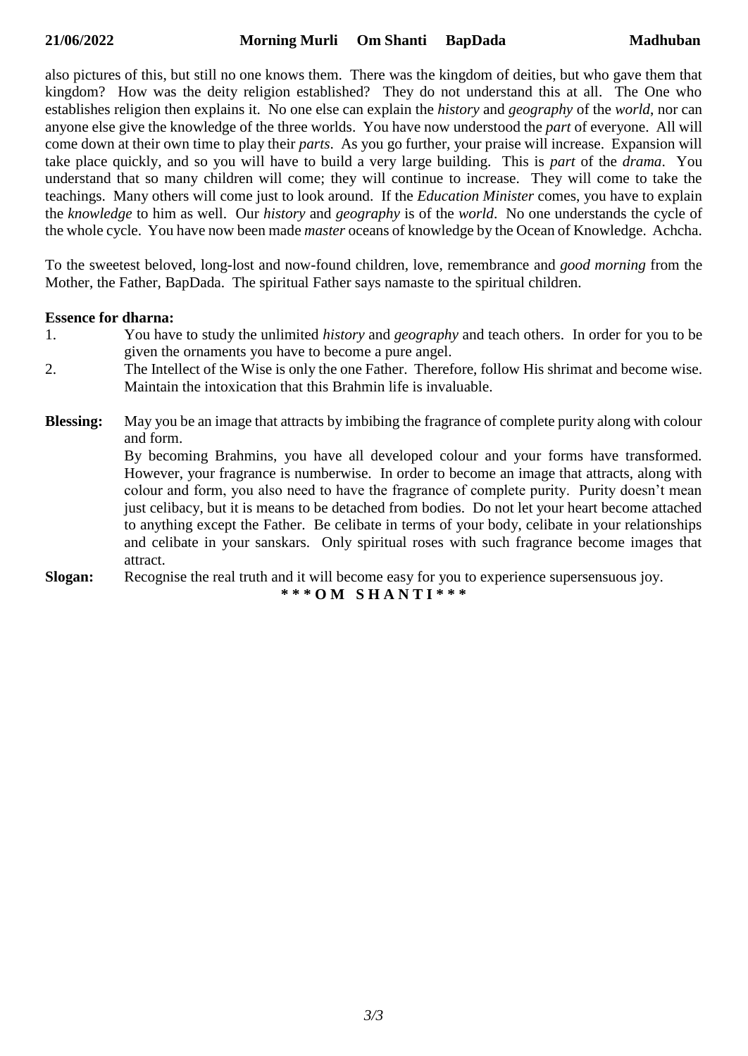also pictures of this, but still no one knows them. There was the kingdom of deities, but who gave them that kingdom? How was the deity religion established? They do not understand this at all. The One who establishes religion then explains it. No one else can explain the *history* and *geography* of the *world*, nor can anyone else give the knowledge of the three worlds. You have now understood the *part* of everyone. All will come down at their own time to play their *parts*. As you go further, your praise will increase. Expansion will take place quickly, and so you will have to build a very large building. This is *part* of the *drama*. You understand that so many children will come; they will continue to increase. They will come to take the teachings. Many others will come just to look around. If the *Education Minister* comes, you have to explain the *knowledge* to him as well. Our *history* and *geography* is of the *world*. No one understands the cycle of the whole cycle. You have now been made *master* oceans of knowledge by the Ocean of Knowledge. Achcha.

To the sweetest beloved, long-lost and now-found children, love, remembrance and *good morning* from the Mother, the Father, BapDada. The spiritual Father says namaste to the spiritual children.

**Essence for dharna:**

1. You have to study the unlimited *history* and *geography* and teach others. In order for you to be given the ornaments you have to become a pure angel.
2. The Intellect of the Wise is only the one Father. Therefore, follow His shrimat and become wise. Maintain the intoxication that this Brahmin life is invaluable.

**Blessing:** May you be an image that attracts by imbibing the fragrance of complete purity along with colour and form.

By becoming Brahmins, you have all developed colour and your forms have transformed. However, your fragrance is numberwise. In order to become an image that attracts, along with colour and form, you also need to have the fragrance of complete purity. Purity doesn't mean just celibacy, but it is means to be detached from bodies. Do not let your heart become attached to anything except the Father. Be celibate in terms of your body, celibate in your relationships and celibate in your sanskars. Only spiritual roses with such fragrance become images that attract.

**Slogan:** Recognise the real truth and it will become easy for you to experience supersensuous joy.

*** O M S H A N T I ***